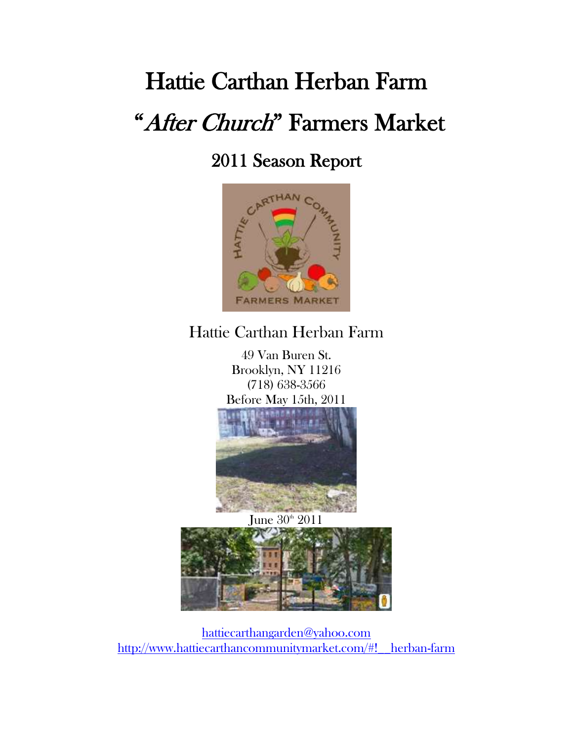# Hattie Carthan Herban Farm

# "*After Church*" Farmers Market

## 2011 Season Report

Hattie Carthan Herban Farm

49 Van Buren St.
Brooklyn, NY 11216
(718) 638-3566

Before May 15th, 2011

June 30th 2011

hattiecarthangarden@yahoo.com
http://www.hattiecarthancommunitymarket.com/#!__herban-farm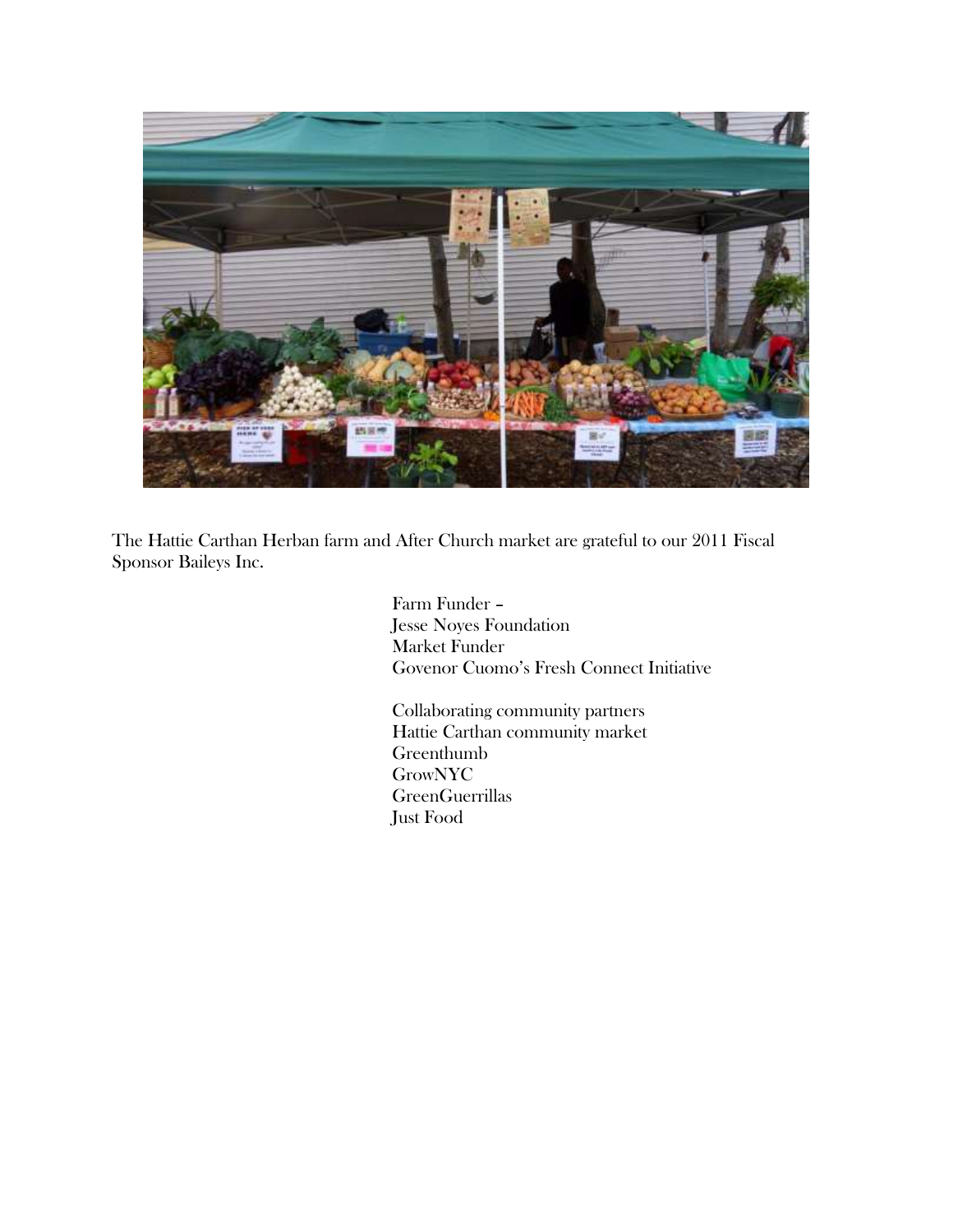The Hattie Carthan Herban farm and After Church market are grateful to our 2011 Fiscal Sponsor Baileys Inc.

Farm Funder –
Jesse Noyes Foundation
Market Funder
Govenor Cuomo's Fresh Connect Initiative

Collaborating community partners
Hattie Carthan community market
Greenthumb
GrowNYC
GreenGuerrillas
Just Food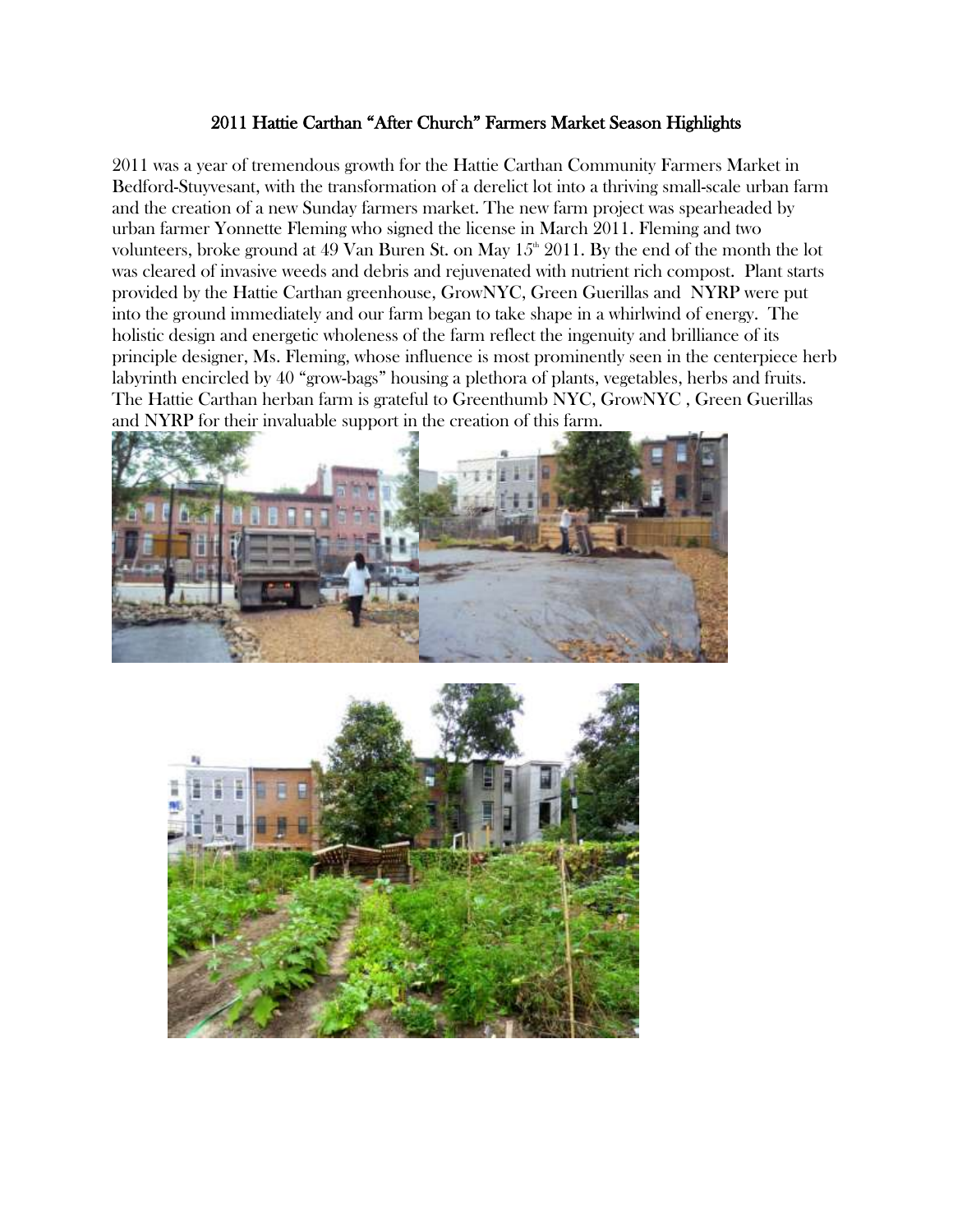# 2011 Hattie Carthan "After Church" Farmers Market Season Highlights

2011 was a year of tremendous growth for the Hattie Carthan Community Farmers Market in Bedford-Stuyvesant, with the transformation of a derelict lot into a thriving small-scale urban farm and the creation of a new Sunday farmers market. The new farm project was spearheaded by urban farmer Yonnette Fleming who signed the license in March 2011. Fleming and two volunteers, broke ground at 49 Van Buren St. on May 15th 2011. By the end of the month the lot was cleared of invasive weeds and debris and rejuvenated with nutrient rich compost. Plant starts provided by the Hattie Carthan greenhouse, GrowNYC, Green Guerillas and NYRP were put into the ground immediately and our farm began to take shape in a whirlwind of energy. The holistic design and energetic wholeness of the farm reflect the ingenuity and brilliance of its principle designer, Ms. Fleming, whose influence is most prominently seen in the centerpiece herb labyrinth encircled by 40 "grow-bags" housing a plethora of plants, vegetables, herbs and fruits. The Hattie Carthan herban farm is grateful to Greenthumb NYC, GrowNYC , Green Guerillas and NYRP for their invaluable support in the creation of this farm.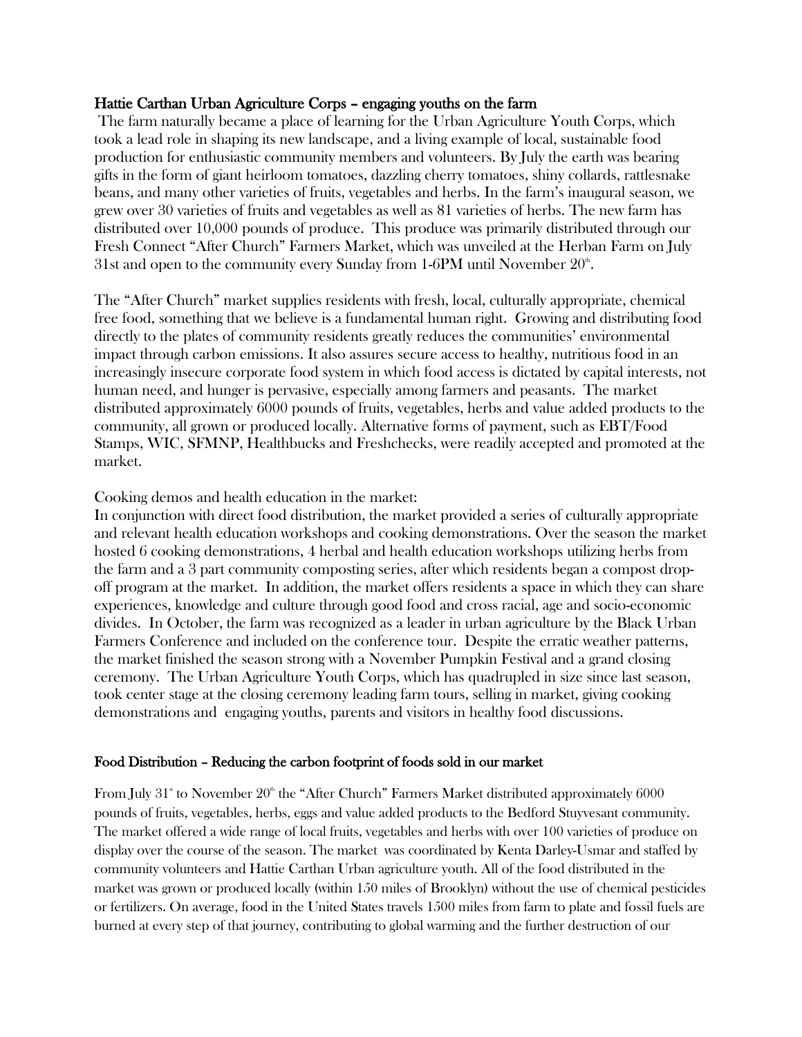**Hattie Carthan Urban Agriculture Corps – engaging youths on the farm**

The farm naturally became a place of learning for the Urban Agriculture Youth Corps, which took a lead role in shaping its new landscape, and a living example of local, sustainable food production for enthusiastic community members and volunteers. By July the earth was bearing gifts in the form of giant heirloom tomatoes, dazzling cherry tomatoes, shiny collards, rattlesnake beans, and many other varieties of fruits, vegetables and herbs. In the farm's inaugural season, we grew over 30 varieties of fruits and vegetables as well as 81 varieties of herbs. The new farm has distributed over 10,000 pounds of produce. This produce was primarily distributed through our Fresh Connect "After Church" Farmers Market, which was unveiled at the Herban Farm on July 31st and open to the community every Sunday from 1-6PM until November 20th.

The "After Church" market supplies residents with fresh, local, culturally appropriate, chemical free food, something that we believe is a fundamental human right. Growing and distributing food directly to the plates of community residents greatly reduces the communities' environmental impact through carbon emissions. It also assures secure access to healthy, nutritious food in an increasingly insecure corporate food system in which food access is dictated by capital interests, not human need, and hunger is pervasive, especially among farmers and peasants. The market distributed approximately 6000 pounds of fruits, vegetables, herbs and value added products to the community, all grown or produced locally. Alternative forms of payment, such as EBT/Food Stamps, WIC, SFMNP, Healthbucks and Freshchecks, were readily accepted and promoted at the market.

Cooking demos and health education in the market:

In conjunction with direct food distribution, the market provided a series of culturally appropriate and relevant health education workshops and cooking demonstrations. Over the season the market hosted 6 cooking demonstrations, 4 herbal and health education workshops utilizing herbs from the farm and a 3 part community composting series, after which residents began a compost drop-off program at the market. In addition, the market offers residents a space in which they can share experiences, knowledge and culture through good food and cross racial, age and socio-economic divides. In October, the farm was recognized as a leader in urban agriculture by the Black Urban Farmers Conference and included on the conference tour. Despite the erratic weather patterns, the market finished the season strong with a November Pumpkin Festival and a grand closing ceremony. The Urban Agriculture Youth Corps, which has quadrupled in size since last season, took center stage at the closing ceremony leading farm tours, selling in market, giving cooking demonstrations and engaging youths, parents and visitors in healthy food discussions.

**Food Distribution – Reducing the carbon footprint of foods sold in our market**

From July 31st to November 20th the "After Church" Farmers Market distributed approximately 6000 pounds of fruits, vegetables, herbs, eggs and value added products to the Bedford Stuyvesant community. The market offered a wide range of local fruits, vegetables and herbs with over 100 varieties of produce on display over the course of the season. The market was coordinated by Kenta Darley-Usmar and staffed by community volunteers and Hattie Carthan Urban agriculture youth. All of the food distributed in the market was grown or produced locally (within 150 miles of Brooklyn) without the use of chemical pesticides or fertilizers. On average, food in the United States travels 1500 miles from farm to plate and fossil fuels are burned at every step of that journey, contributing to global warming and the further destruction of our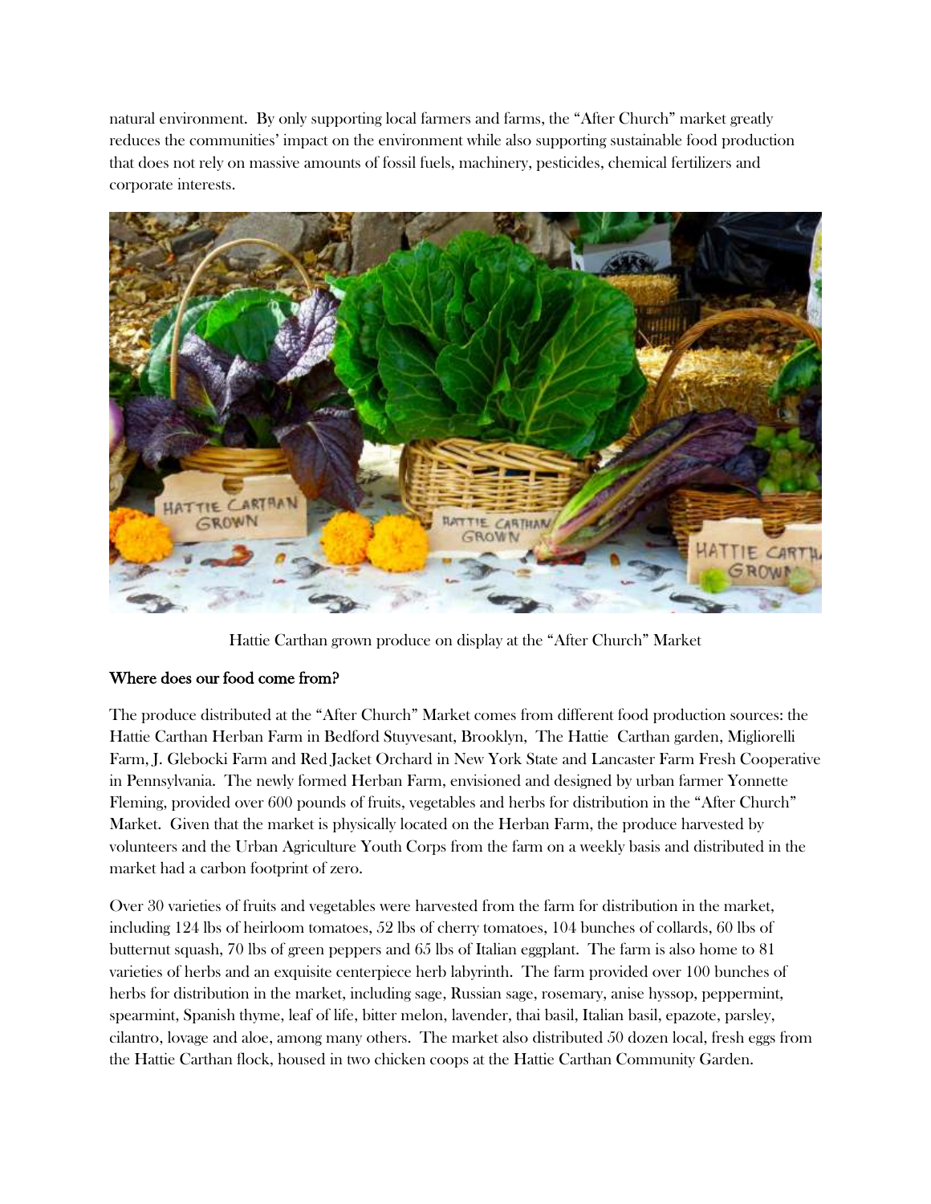natural environment. By only supporting local farmers and farms, the "After Church" market greatly reduces the communities' impact on the environment while also supporting sustainable food production that does not rely on massive amounts of fossil fuels, machinery, pesticides, chemical fertilizers and corporate interests.

Hattie Carthan grown produce on display at the "After Church" Market

## Where does our food come from?

The produce distributed at the "After Church" Market comes from different food production sources: the Hattie Carthan Herban Farm in Bedford Stuyvesant, Brooklyn, The Hattie Carthan garden, Migliorelli Farm, J. Glebocki Farm and Red Jacket Orchard in New York State and Lancaster Farm Fresh Cooperative in Pennsylvania. The newly formed Herban Farm, envisioned and designed by urban farmer Yonnette Fleming, provided over 600 pounds of fruits, vegetables and herbs for distribution in the "After Church" Market. Given that the market is physically located on the Herban Farm, the produce harvested by volunteers and the Urban Agriculture Youth Corps from the farm on a weekly basis and distributed in the market had a carbon footprint of zero.

Over 30 varieties of fruits and vegetables were harvested from the farm for distribution in the market, including 124 lbs of heirloom tomatoes, 52 lbs of cherry tomatoes, 104 bunches of collards, 60 lbs of butternut squash, 70 lbs of green peppers and 65 lbs of Italian eggplant. The farm is also home to 81 varieties of herbs and an exquisite centerpiece herb labyrinth. The farm provided over 100 bunches of herbs for distribution in the market, including sage, Russian sage, rosemary, anise hyssop, peppermint, spearmint, Spanish thyme, leaf of life, bitter melon, lavender, thai basil, Italian basil, epazote, parsley, cilantro, lovage and aloe, among many others. The market also distributed 50 dozen local, fresh eggs from the Hattie Carthan flock, housed in two chicken coops at the Hattie Carthan Community Garden.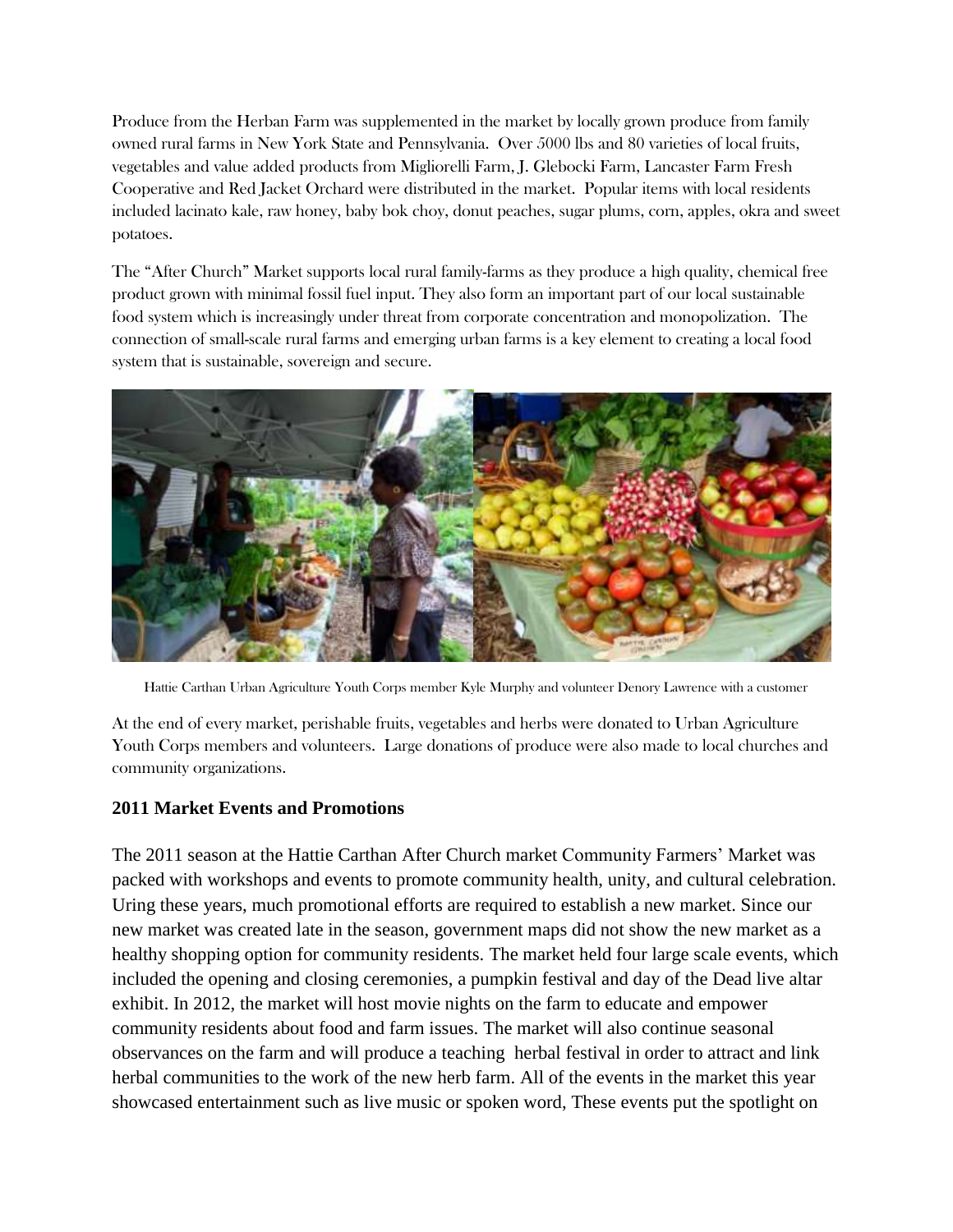Produce from the Herban Farm was supplemented in the market by locally grown produce from family owned rural farms in New York State and Pennsylvania. Over 5000 lbs and 80 varieties of local fruits, vegetables and value added products from Migliorelli Farm, J. Glebocki Farm, Lancaster Farm Fresh Cooperative and Red Jacket Orchard were distributed in the market. Popular items with local residents included lacinato kale, raw honey, baby bok choy, donut peaches, sugar plums, corn, apples, okra and sweet potatoes.

The "After Church" Market supports local rural family-farms as they produce a high quality, chemical free product grown with minimal fossil fuel input. They also form an important part of our local sustainable food system which is increasingly under threat from corporate concentration and monopolization. The connection of small-scale rural farms and emerging urban farms is a key element to creating a local food system that is sustainable, sovereign and secure.

Hattie Carthan Urban Agriculture Youth Corps member Kyle Murphy and volunteer Denory Lawrence with a customer

At the end of every market, perishable fruits, vegetables and herbs were donated to Urban Agriculture Youth Corps members and volunteers. Large donations of produce were also made to local churches and community organizations.

### 2011 Market Events and Promotions

The 2011 season at the Hattie Carthan After Church market Community Farmers' Market was packed with workshops and events to promote community health, unity, and cultural celebration. Uring these years, much promotional efforts are required to establish a new market. Since our new market was created late in the season, government maps did not show the new market as a healthy shopping option for community residents. The market held four large scale events, which included the opening and closing ceremonies, a pumpkin festival and day of the Dead live altar exhibit. In 2012, the market will host movie nights on the farm to educate and empower community residents about food and farm issues. The market will also continue seasonal observances on the farm and will produce a teaching herbal festival in order to attract and link herbal communities to the work of the new herb farm. All of the events in the market this year showcased entertainment such as live music or spoken word, These events put the spotlight on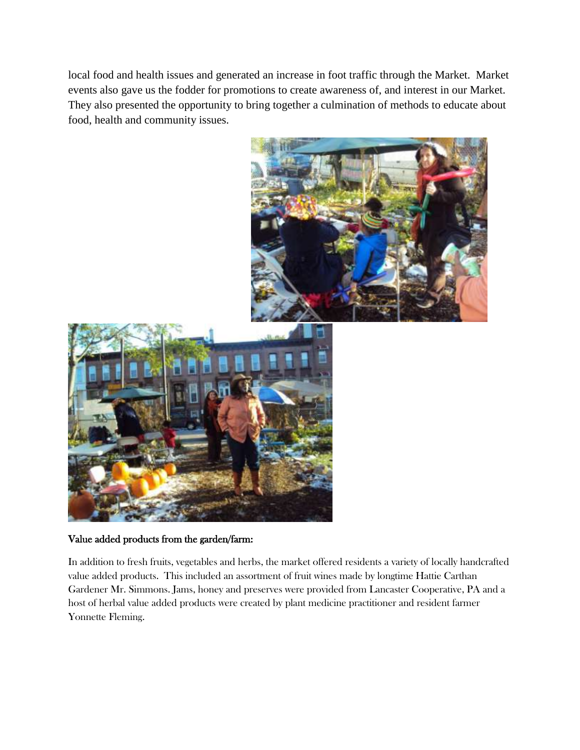local food and health issues and generated an increase in foot traffic through the Market. Market events also gave us the fodder for promotions to create awareness of, and interest in our Market. They also presented the opportunity to bring together a culmination of methods to educate about food, health and community issues.

**Value added products from the garden/farm:**

In addition to fresh fruits, vegetables and herbs, the market offered residents a variety of locally handcrafted value added products. This included an assortment of fruit wines made by longtime Hattie Carthan Gardener Mr. Simmons. Jams, honey and preserves were provided from Lancaster Cooperative, PA and a host of herbal value added products were created by plant medicine practitioner and resident farmer Yonnette Fleming.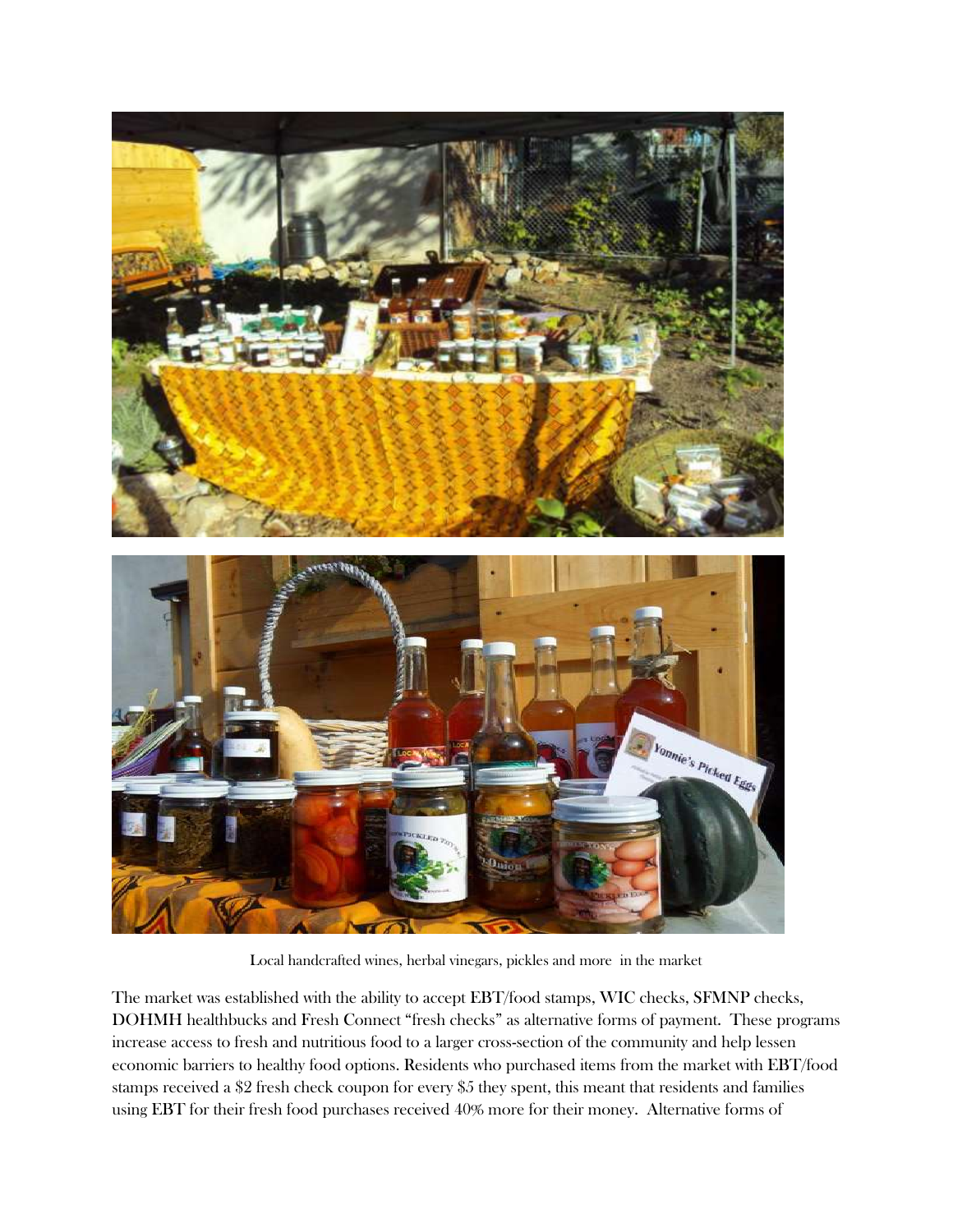Local handcrafted wines, herbal vinegars, pickles and more in the market

The market was established with the ability to accept EBT/food stamps, WIC checks, SFMNP checks, DOHMH healthbucks and Fresh Connect "fresh checks" as alternative forms of payment. These programs increase access to fresh and nutritious food to a larger cross-section of the community and help lessen economic barriers to healthy food options. Residents who purchased items from the market with EBT/food stamps received a $2 fresh check coupon for every $5 they spent, this meant that residents and families using EBT for their fresh food purchases received 40% more for their money. Alternative forms of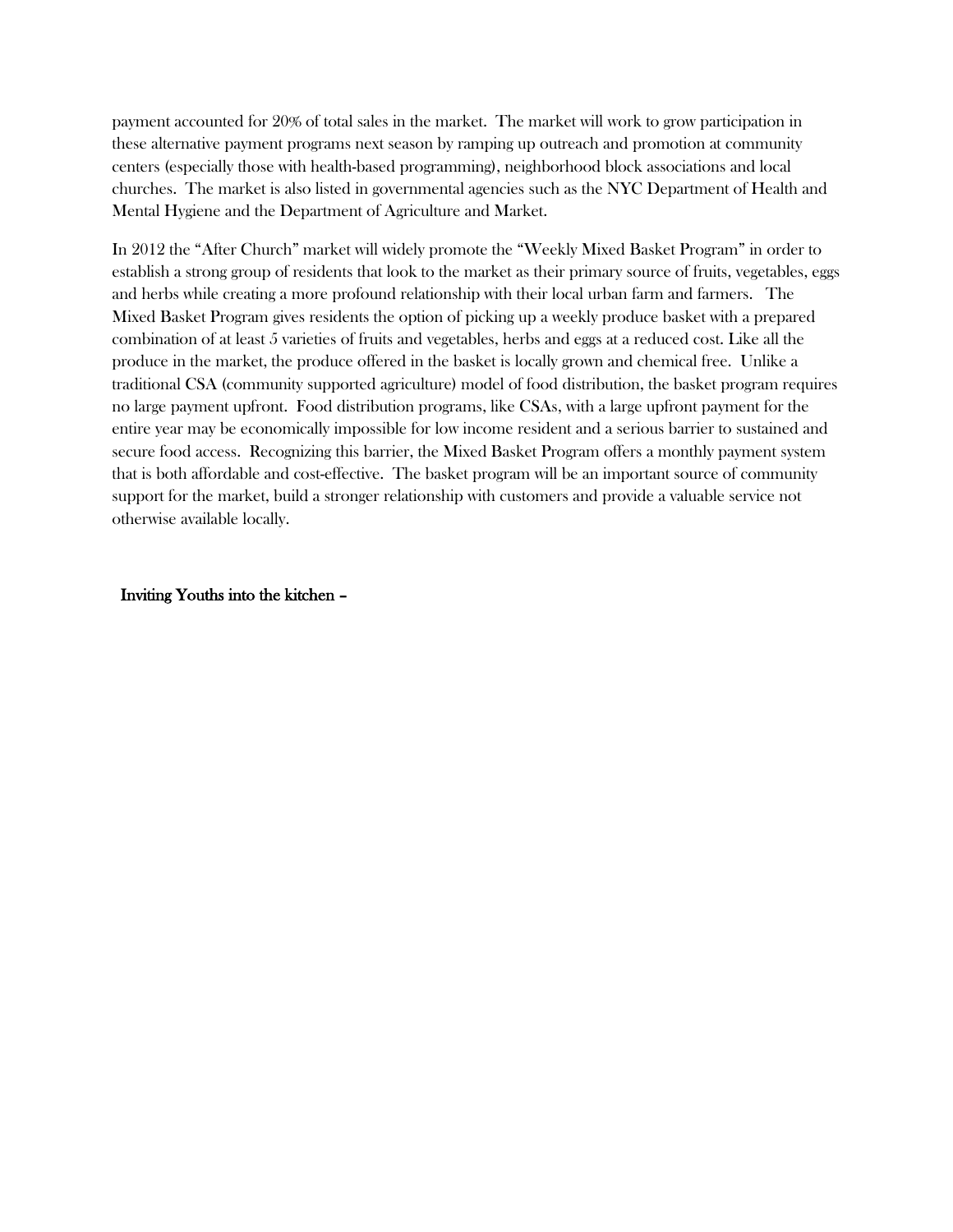payment accounted for 20% of total sales in the market. The market will work to grow participation in these alternative payment programs next season by ramping up outreach and promotion at community centers (especially those with health-based programming), neighborhood block associations and local churches. The market is also listed in governmental agencies such as the NYC Department of Health and Mental Hygiene and the Department of Agriculture and Market.

In 2012 the "After Church" market will widely promote the "Weekly Mixed Basket Program" in order to establish a strong group of residents that look to the market as their primary source of fruits, vegetables, eggs and herbs while creating a more profound relationship with their local urban farm and farmers. The Mixed Basket Program gives residents the option of picking up a weekly produce basket with a prepared combination of at least 5 varieties of fruits and vegetables, herbs and eggs at a reduced cost. Like all the produce in the market, the produce offered in the basket is locally grown and chemical free. Unlike a traditional CSA (community supported agriculture) model of food distribution, the basket program requires no large payment upfront. Food distribution programs, like CSAs, with a large upfront payment for the entire year may be economically impossible for low income resident and a serious barrier to sustained and secure food access. Recognizing this barrier, the Mixed Basket Program offers a monthly payment system that is both affordable and cost-effective. The basket program will be an important source of community support for the market, build a stronger relationship with customers and provide a valuable service not otherwise available locally.

**Inviting Youths into the kitchen –**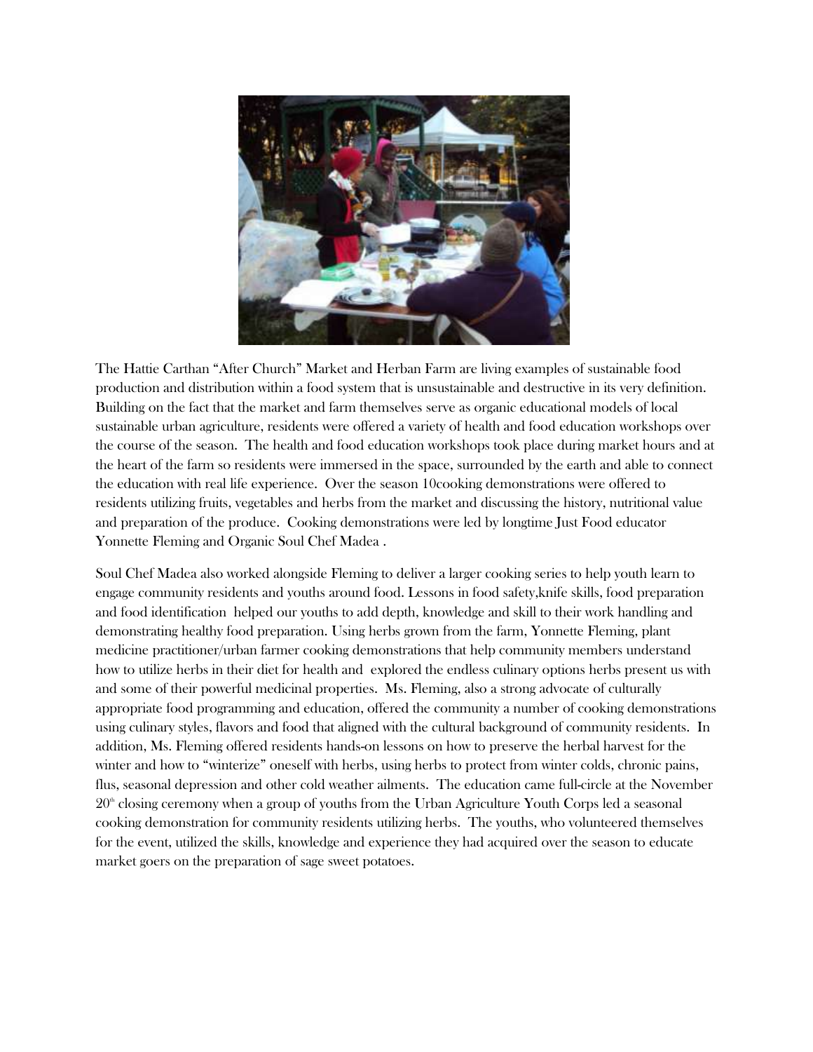The Hattie Carthan "After Church" Market and Herban Farm are living examples of sustainable food production and distribution within a food system that is unsustainable and destructive in its very definition. Building on the fact that the market and farm themselves serve as organic educational models of local sustainable urban agriculture, residents were offered a variety of health and food education workshops over the course of the season. The health and food education workshops took place during market hours and at the heart of the farm so residents were immersed in the space, surrounded by the earth and able to connect the education with real life experience. Over the season 10cooking demonstrations were offered to residents utilizing fruits, vegetables and herbs from the market and discussing the history, nutritional value and preparation of the produce. Cooking demonstrations were led by longtime Just Food educator Yonnette Fleming and Organic Soul Chef Madea .

Soul Chef Madea also worked alongside Fleming to deliver a larger cooking series to help youth learn to engage community residents and youths around food. Lessons in food safety,knife skills, food preparation and food identification helped our youths to add depth, knowledge and skill to their work handling and demonstrating healthy food preparation. Using herbs grown from the farm, Yonnette Fleming, plant medicine practitioner/urban farmer cooking demonstrations that help community members understand how to utilize herbs in their diet for health and explored the endless culinary options herbs present us with and some of their powerful medicinal properties. Ms. Fleming, also a strong advocate of culturally appropriate food programming and education, offered the community a number of cooking demonstrations using culinary styles, flavors and food that aligned with the cultural background of community residents. In addition, Ms. Fleming offered residents hands-on lessons on how to preserve the herbal harvest for the winter and how to "winterize" oneself with herbs, using herbs to protect from winter colds, chronic pains, flus, seasonal depression and other cold weather ailments. The education came full-circle at the November 20th closing ceremony when a group of youths from the Urban Agriculture Youth Corps led a seasonal cooking demonstration for community residents utilizing herbs. The youths, who volunteered themselves for the event, utilized the skills, knowledge and experience they had acquired over the season to educate market goers on the preparation of sage sweet potatoes.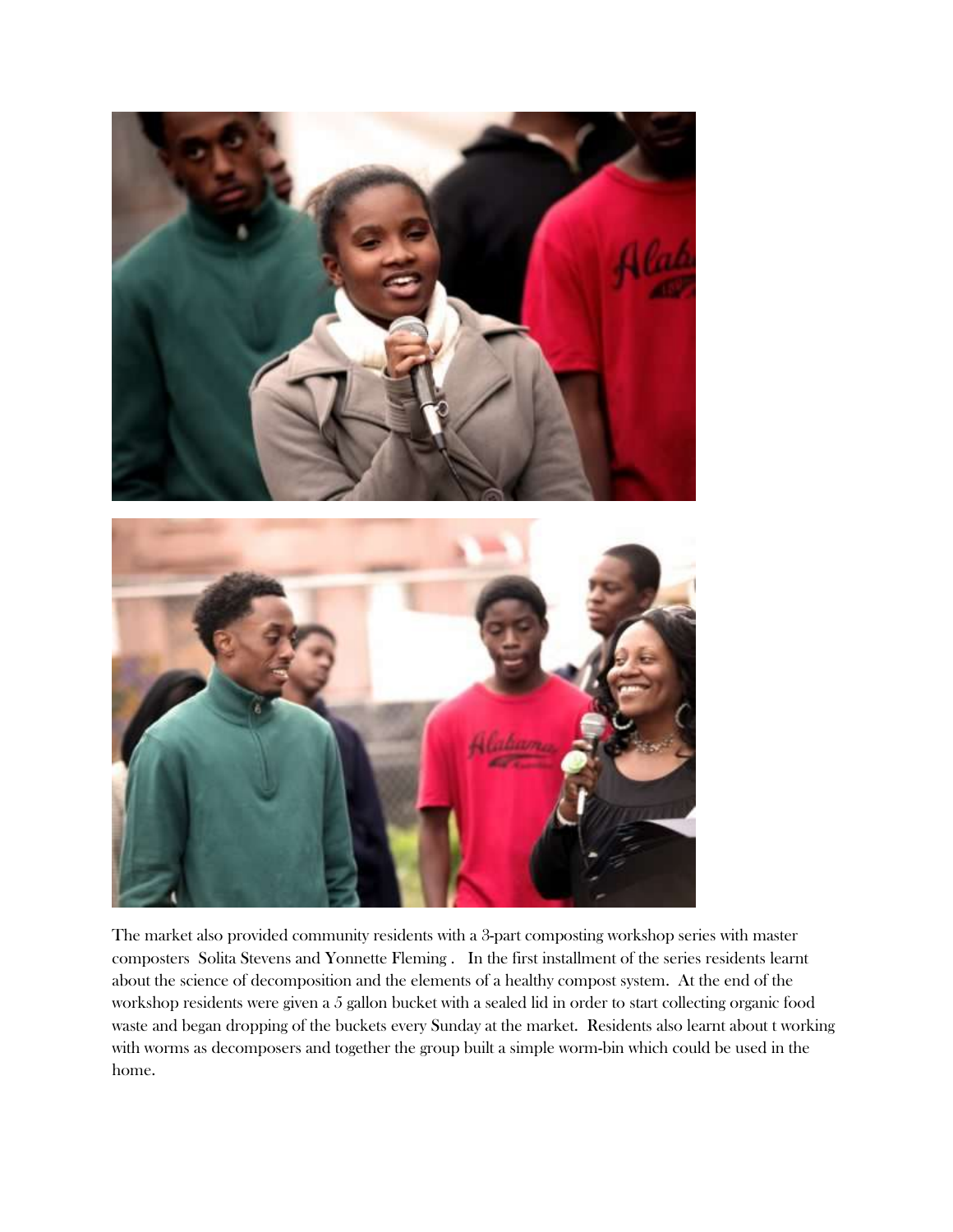The market also provided community residents with a 3-part composting workshop series with master composters Solita Stevens and Yonnette Fleming . In the first installment of the series residents learnt about the science of decomposition and the elements of a healthy compost system. At the end of the workshop residents were given a 5 gallon bucket with a sealed lid in order to start collecting organic food waste and began dropping of the buckets every Sunday at the market. Residents also learnt about t working with worms as decomposers and together the group built a simple worm-bin which could be used in the home.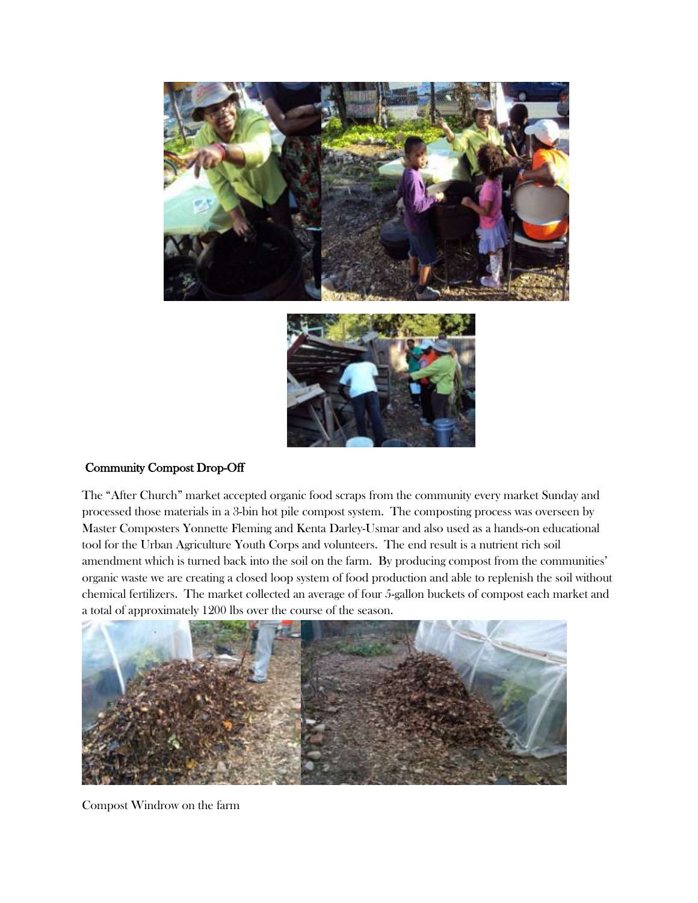## Community Compost Drop-Off

The "After Church" market accepted organic food scraps from the community every market Sunday and processed those materials in a 3-bin hot pile compost system. The composting process was overseen by Master Composters Yonnette Fleming and Kenta Darley-Usmar and also used as a hands-on educational tool for the Urban Agriculture Youth Corps and volunteers. The end result is a nutrient rich soil amendment which is turned back into the soil on the farm. By producing compost from the communities' organic waste we are creating a closed loop system of food production and able to replenish the soil without chemical fertilizers. The market collected an average of four 5-gallon buckets of compost each market and a total of approximately 1200 lbs over the course of the season.

Compost Windrow on the farm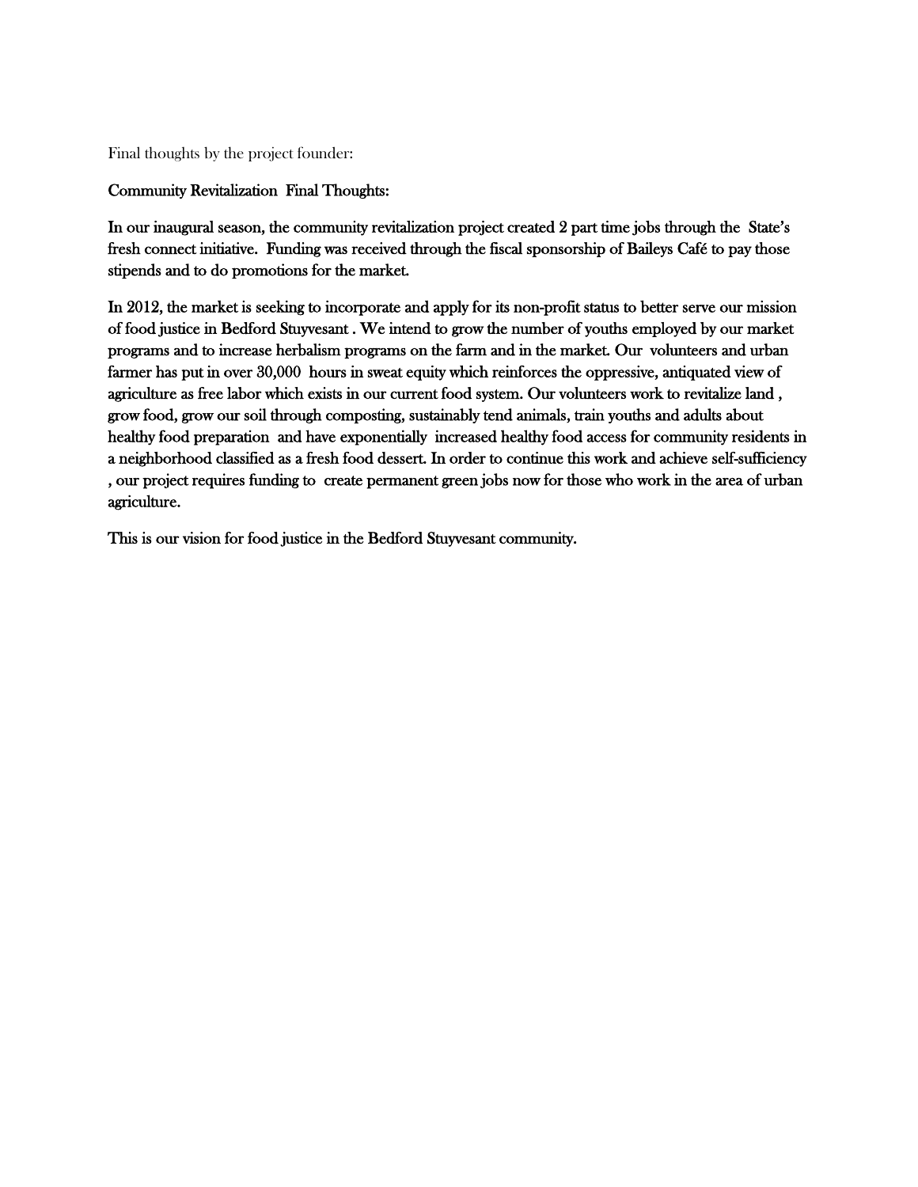Final thoughts by the project founder:

**Community Revitalization Final Thoughts:**

In our inaugural season, the community revitalization project created 2 part time jobs through the State's fresh connect initiative. Funding was received through the fiscal sponsorship of Baileys Café to pay those stipends and to do promotions for the market.

In 2012, the market is seeking to incorporate and apply for its non-profit status to better serve our mission of food justice in Bedford Stuyvesant . We intend to grow the number of youths employed by our market programs and to increase herbalism programs on the farm and in the market. Our volunteers and urban farmer has put in over 30,000 hours in sweat equity which reinforces the oppressive, antiquated view of agriculture as free labor which exists in our current food system. Our volunteers work to revitalize land , grow food, grow our soil through composting, sustainably tend animals, train youths and adults about healthy food preparation and have exponentially increased healthy food access for community residents in a neighborhood classified as a fresh food dessert. In order to continue this work and achieve self-sufficiency , our project requires funding to create permanent green jobs now for those who work in the area of urban agriculture.

This is our vision for food justice in the Bedford Stuyvesant community.